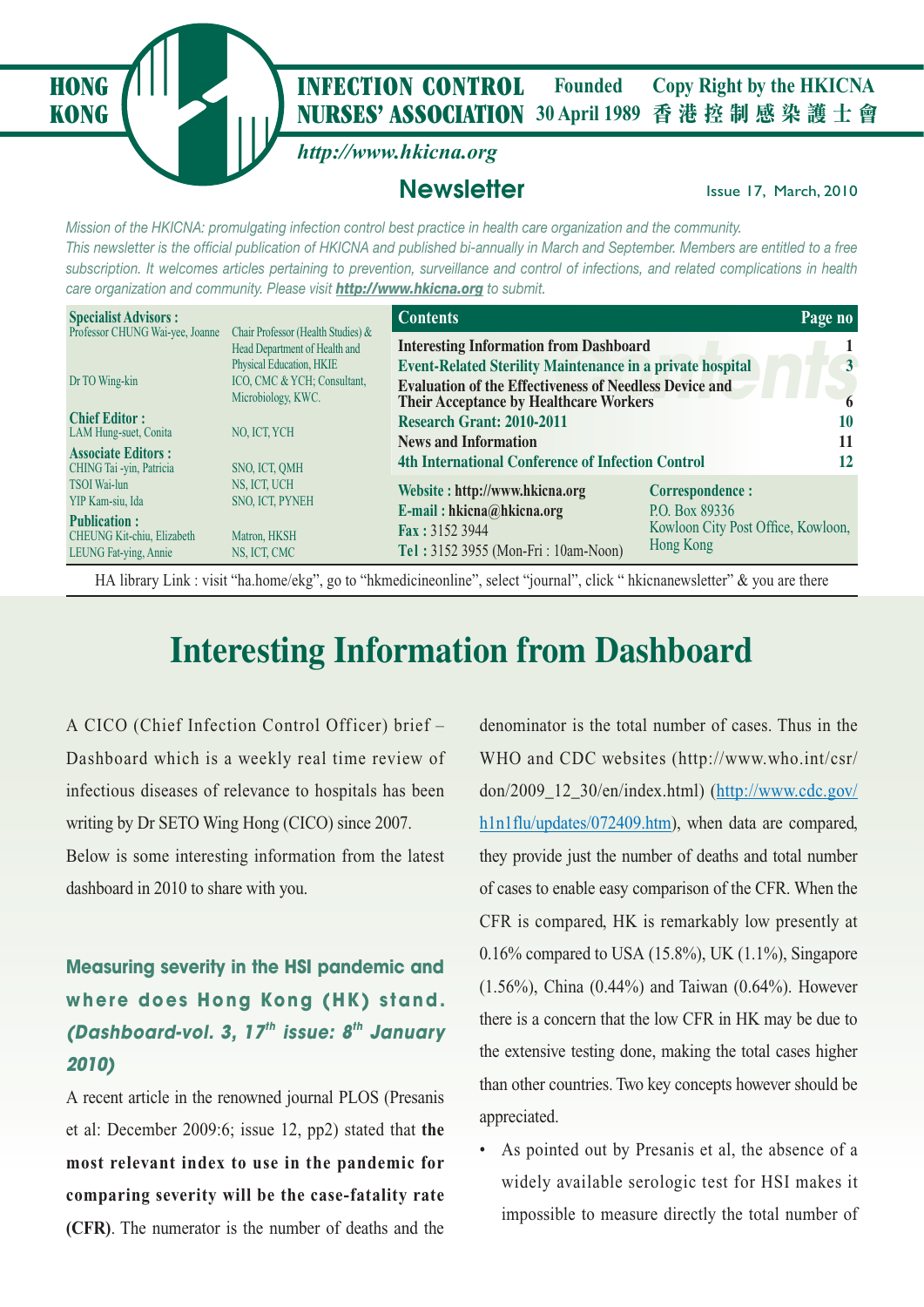HONG KONG **INFECTION CONTROL NURSES' ASSOCIATION** Founded 30 April 1989 Copy Right by the HKICNA 香港控制感染護士會

*http://www.hkicna.org*

## Newsletter

Issue 17, March, 2010

*Mission of the HKICNA: promulgating infection control best practice in health care organization and the community.*
*This newsletter is the official publication of HKICNA and published bi-annually in March and September. Members are entitled to a free subscription. It welcomes articles pertaining to prevention, surveillance and control of infections, and related complications in health care organization and community. Please visit* ***http://www.hkicna.org*** *to submit.*

**Specialist Advisors :**
Professor CHUNG Wai-yee, Joanne — Chair Professor (Health Studies) & Head Department of Health and Physical Education, HKIE
Dr TO Wing-kin — ICO, CMC & YCH; Consultant, Microbiology, KWC.

**Chief Editor :**
LAM Hung-suet, Conita — NO, ICT, YCH

**Associate Editors :**
CHING Tai -yin, Patricia — SNO, ICT, QMH
TSOI Wai-lun — NS, ICT, UCH
YIP Kam-siu, Ida — SNO, ICT, PYNEH

**Publication :**
CHEUNG Kit-chiu, Elizabeth — Matron, HKSH
LEUNG Fat-ying, Annie — NS, ICT, CMC

| Contents | Page no |
|---|---|
| Interesting Information from Dashboard | 1 |
| Event-Related Sterility Maintenance in a private hospital | 3 |
| Evaluation of the Effectiveness of Needless Device and Their Acceptance by Healthcare Workers | 6 |
| Research Grant: 2010-2011 | 10 |
| News and Information | 11 |
| 4th International Conference of Infection Control | 12 |

**Website :** http://www.hkicna.org
**E-mail :** hkicna@hkicna.org
**Fax :** 3152 3944
**Tel :** 3152 3955 (Mon-Fri : 10am-Noon)

**Correspondence :**
P.O. Box 89336
Kowloon City Post Office, Kowloon, Hong Kong

HA library Link : visit "ha.home/ekg", go to "hkmedicineonline", select "journal", click " hkicnanewsletter" & you are there

# Interesting Information from Dashboard

A CICO (Chief Infection Control Officer) brief – Dashboard which is a weekly real time review of infectious diseases of relevance to hospitals has been writing by Dr SETO Wing Hong (CICO) since 2007. Below is some interesting information from the latest dashboard in 2010 to share with you.

### Measuring severity in the HSI pandemic and where does Hong Kong (HK) stand. *(Dashboard-vol. 3, 17th issue: 8th January 2010)*

A recent article in the renowned journal PLOS (Presanis et al: December 2009:6; issue 12, pp2) stated that **the most relevant index to use in the pandemic for comparing severity will be the case-fatality rate (CFR)**. The numerator is the number of deaths and the denominator is the total number of cases. Thus in the WHO and CDC websites (http://www.who.int/csr/don/2009_12_30/en/index.html) (http://www.cdc.gov/h1n1flu/updates/072409.htm), when data are compared, they provide just the number of deaths and total number of cases to enable easy comparison of the CFR. When the CFR is compared, HK is remarkably low presently at 0.16% compared to USA (15.8%), UK (1.1%), Singapore (1.56%), China (0.44%) and Taiwan (0.64%). However there is a concern that the low CFR in HK may be due to the extensive testing done, making the total cases higher than other countries. Two key concepts however should be appreciated.

- As pointed out by Presanis et al, the absence of a widely available serologic test for HSI makes it impossible to measure directly the total number of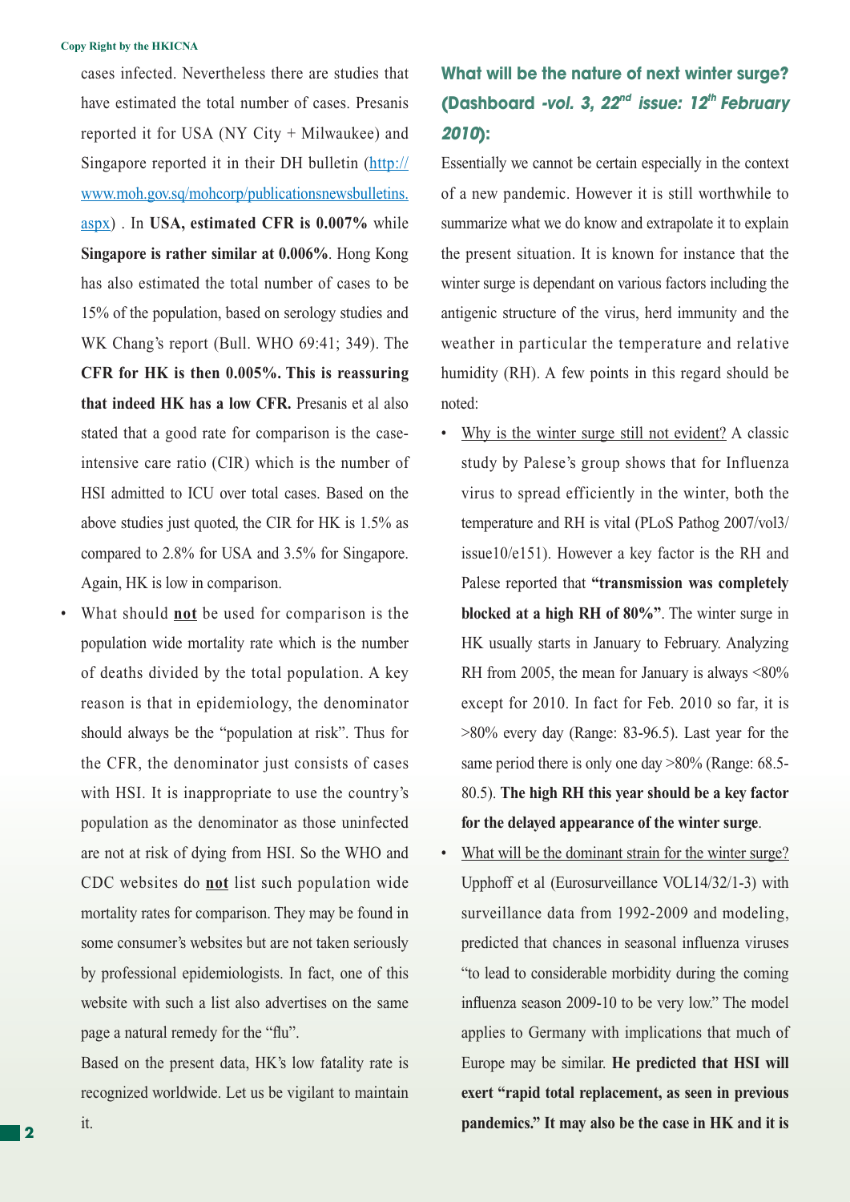cases infected. Nevertheless there are studies that have estimated the total number of cases. Presanis reported it for USA (NY City + Milwaukee) and Singapore reported it in their DH bulletin (http://www.moh.gov.sg/mohcorp/publicationsnewsbulletins.aspx) . In **USA, estimated CFR is 0.007%** while **Singapore is rather similar at 0.006%**. Hong Kong has also estimated the total number of cases to be 15% of the population, based on serology studies and WK Chang's report (Bull. WHO 69:41; 349). The **CFR for HK is then 0.005%. This is reassuring that indeed HK has a low CFR.** Presanis et al also stated that a good rate for comparison is the case-intensive care ratio (CIR) which is the number of HSI admitted to ICU over total cases. Based on the above studies just quoted, the CIR for HK is 1.5% as compared to 2.8% for USA and 3.5% for Singapore. Again, HK is low in comparison.

- What should **not** be used for comparison is the population wide mortality rate which is the number of deaths divided by the total population. A key reason is that in epidemiology, the denominator should always be the "population at risk". Thus for the CFR, the denominator just consists of cases with HSI. It is inappropriate to use the country's population as the denominator as those uninfected are not at risk of dying from HSI. So the WHO and CDC websites do **not** list such population wide mortality rates for comparison. They may be found in some consumer's websites but are not taken seriously by professional epidemiologists. In fact, one of this website with such a list also advertises on the same page a natural remedy for the "flu".

  Based on the present data, HK's low fatality rate is recognized worldwide. Let us be vigilant to maintain it.

## What will be the nature of next winter surge? (Dashboard *-vol. 3, 22nd issue: 12th February 2010*):

Essentially we cannot be certain especially in the context of a new pandemic. However it is still worthwhile to summarize what we do know and extrapolate it to explain the present situation. It is known for instance that the winter surge is dependant on various factors including the antigenic structure of the virus, herd immunity and the weather in particular the temperature and relative humidity (RH). A few points in this regard should be noted:

- Why is the winter surge still not evident? A classic study by Palese's group shows that for Influenza virus to spread efficiently in the winter, both the temperature and RH is vital (PLoS Pathog 2007/vol3/issue10/e151). However a key factor is the RH and Palese reported that **"transmission was completely blocked at a high RH of 80%"**. The winter surge in HK usually starts in January to February. Analyzing RH from 2005, the mean for January is always <80% except for 2010. In fact for Feb. 2010 so far, it is >80% every day (Range: 83-96.5). Last year for the same period there is only one day >80% (Range: 68.5-80.5). **The high RH this year should be a key factor for the delayed appearance of the winter surge**.
- What will be the dominant strain for the winter surge? Upphoff et al (Eurosurveillance VOL14/32/1-3) with surveillance data from 1992-2009 and modeling, predicted that chances in seasonal influenza viruses "to lead to considerable morbidity during the coming influenza season 2009-10 to be very low." The model applies to Germany with implications that much of Europe may be similar. **He predicted that HSI will exert "rapid total replacement, as seen in previous pandemics." It may also be the case in HK and it is**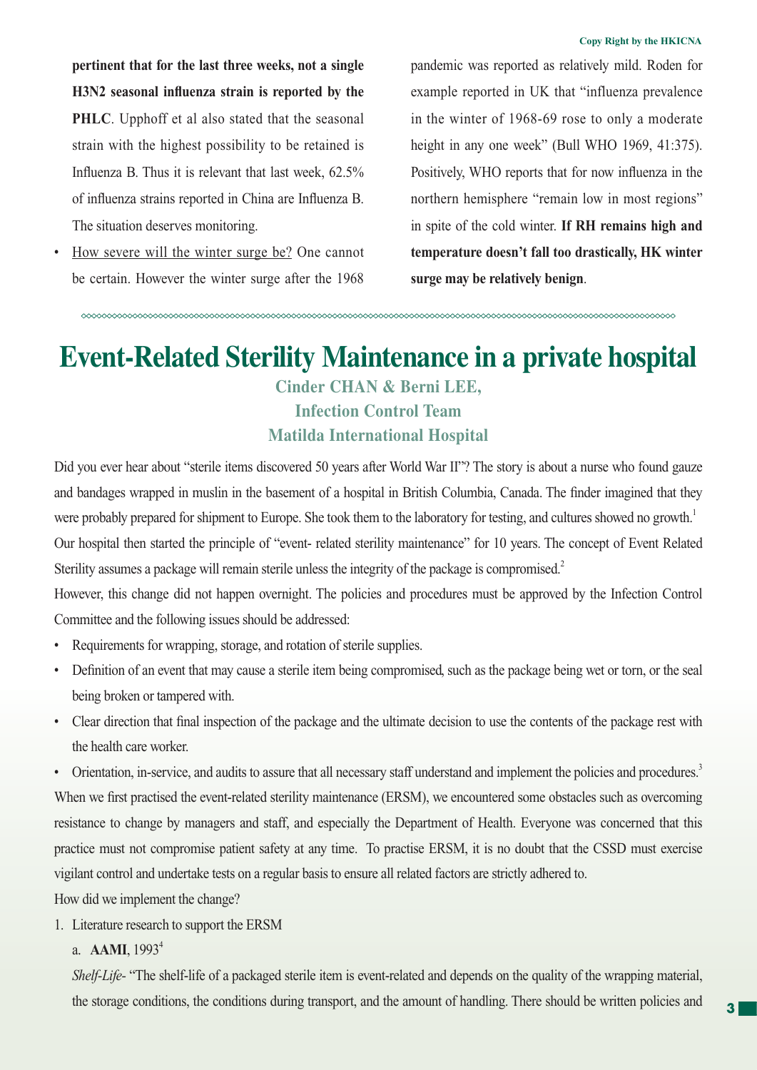**pertinent that for the last three weeks, not a single H3N2 seasonal influenza strain is reported by the PHLC**. Upphoff et al also stated that the seasonal strain with the highest possibility to be retained is Influenza B. Thus it is relevant that last week, 62.5% of influenza strains reported in China are Influenza B. The situation deserves monitoring.

- How severe will the winter surge be? One cannot be certain. However the winter surge after the 1968 pandemic was reported as relatively mild. Roden for example reported in UK that "influenza prevalence in the winter of 1968-69 rose to only a moderate height in any one week" (Bull WHO 1969, 41:375). Positively, WHO reports that for now influenza in the northern hemisphere "remain low in most regions" in spite of the cold winter. **If RH remains high and temperature doesn't fall too drastically, HK winter surge may be relatively benign**.

# Event-Related Sterility Maintenance in a private hospital

**Cinder CHAN & Berni LEE,**
**Infection Control Team**
**Matilda International Hospital**

Did you ever hear about "sterile items discovered 50 years after World War II"? The story is about a nurse who found gauze and bandages wrapped in muslin in the basement of a hospital in British Columbia, Canada. The finder imagined that they were probably prepared for shipment to Europe. She took them to the laboratory for testing, and cultures showed no growth.[1]

Our hospital then started the principle of "event- related sterility maintenance" for 10 years. The concept of Event Related Sterility assumes a package will remain sterile unless the integrity of the package is compromised.[2]

However, this change did not happen overnight. The policies and procedures must be approved by the Infection Control Committee and the following issues should be addressed:

- Requirements for wrapping, storage, and rotation of sterile supplies.
- Definition of an event that may cause a sterile item being compromised, such as the package being wet or torn, or the seal being broken or tampered with.
- Clear direction that final inspection of the package and the ultimate decision to use the contents of the package rest with the health care worker.
- Orientation, in-service, and audits to assure that all necessary staff understand and implement the policies and procedures.[3]

When we first practised the event-related sterility maintenance (ERSM), we encountered some obstacles such as overcoming resistance to change by managers and staff, and especially the Department of Health. Everyone was concerned that this practice must not compromise patient safety at any time. To practise ERSM, it is no doubt that the CSSD must exercise vigilant control and undertake tests on a regular basis to ensure all related factors are strictly adhered to.

How did we implement the change?

1. Literature research to support the ERSM
   a. **AAMI**, 1993[4]

   *Shelf-Life*- "The shelf-life of a packaged sterile item is event-related and depends on the quality of the wrapping material, the storage conditions, the conditions during transport, and the amount of handling. There should be written policies and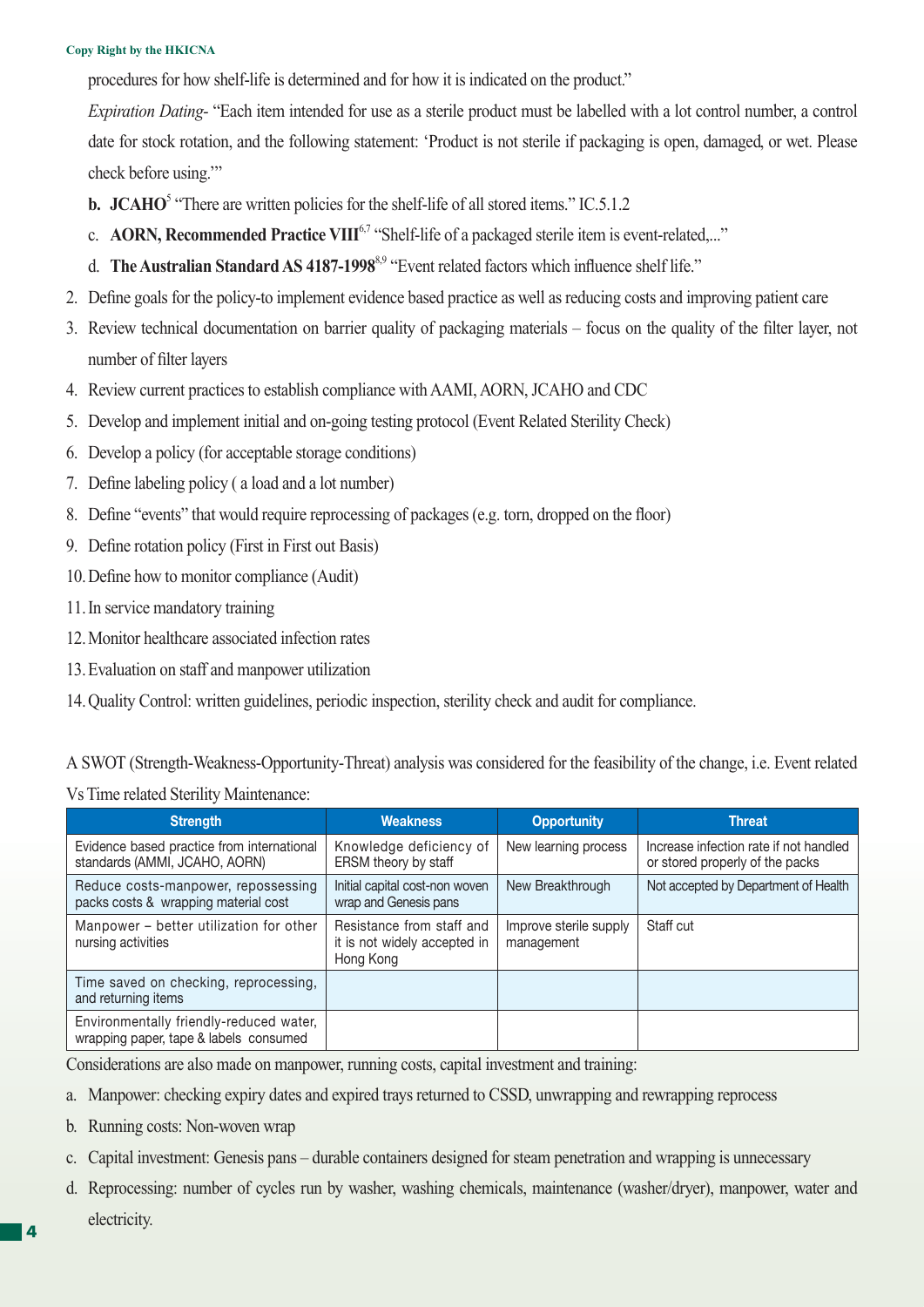procedures for how shelf-life is determined and for how it is indicated on the product."

*Expiration Dating*- "Each item intended for use as a sterile product must be labelled with a lot control number, a control date for stock rotation, and the following statement: 'Product is not sterile if packaging is open, damaged, or wet. Please check before using.'"

b. **JCAHO**[5] "There are written policies for the shelf-life of all stored items." IC.5.1.2

c. **AORN, Recommended Practice VIII**[6,7] "Shelf-life of a packaged sterile item is event-related,..."

d. **The Australian Standard AS 4187-1998**[8,9] "Event related factors which influence shelf life."

2. Define goals for the policy-to implement evidence based practice as well as reducing costs and improving patient care
3. Review technical documentation on barrier quality of packaging materials – focus on the quality of the filter layer, not number of filter layers
4. Review current practices to establish compliance with AAMI, AORN, JCAHO and CDC
5. Develop and implement initial and on-going testing protocol (Event Related Sterility Check)
6. Develop a policy (for acceptable storage conditions)
7. Define labeling policy ( a load and a lot number)
8. Define "events" that would require reprocessing of packages (e.g. torn, dropped on the floor)
9. Define rotation policy (First in First out Basis)
10. Define how to monitor compliance (Audit)
11. In service mandatory training
12. Monitor healthcare associated infection rates
13. Evaluation on staff and manpower utilization
14. Quality Control: written guidelines, periodic inspection, sterility check and audit for compliance.

A SWOT (Strength-Weakness-Opportunity-Threat) analysis was considered for the feasibility of the change, i.e. Event related Vs Time related Sterility Maintenance:

| Strength | Weakness | Opportunity | Threat |
|---|---|---|---|
| Evidence based practice from international standards (AMMI, JCAHO, AORN) | Knowledge deficiency of ERSM theory by staff | New learning process | Increase infection rate if not handled or stored properly of the packs |
| Reduce costs-manpower, repossessing packs costs & wrapping material cost | Initial capital cost-non woven wrap and Genesis pans | New Breakthrough | Not accepted by Department of Health |
| Manpower – better utilization for other nursing activities | Resistance from staff and it is not widely accepted in Hong Kong | Improve sterile supply management | Staff cut |
| Time saved on checking, reprocessing, and returning items | | | |
| Environmentally friendly-reduced water, wrapping paper, tape & labels consumed | | | |

Considerations are also made on manpower, running costs, capital investment and training:

a. Manpower: checking expiry dates and expired trays returned to CSSD, unwrapping and rewrapping reprocess
b. Running costs: Non-woven wrap
c. Capital investment: Genesis pans – durable containers designed for steam penetration and wrapping is unnecessary
d. Reprocessing: number of cycles run by washer, washing chemicals, maintenance (washer/dryer), manpower, water and electricity.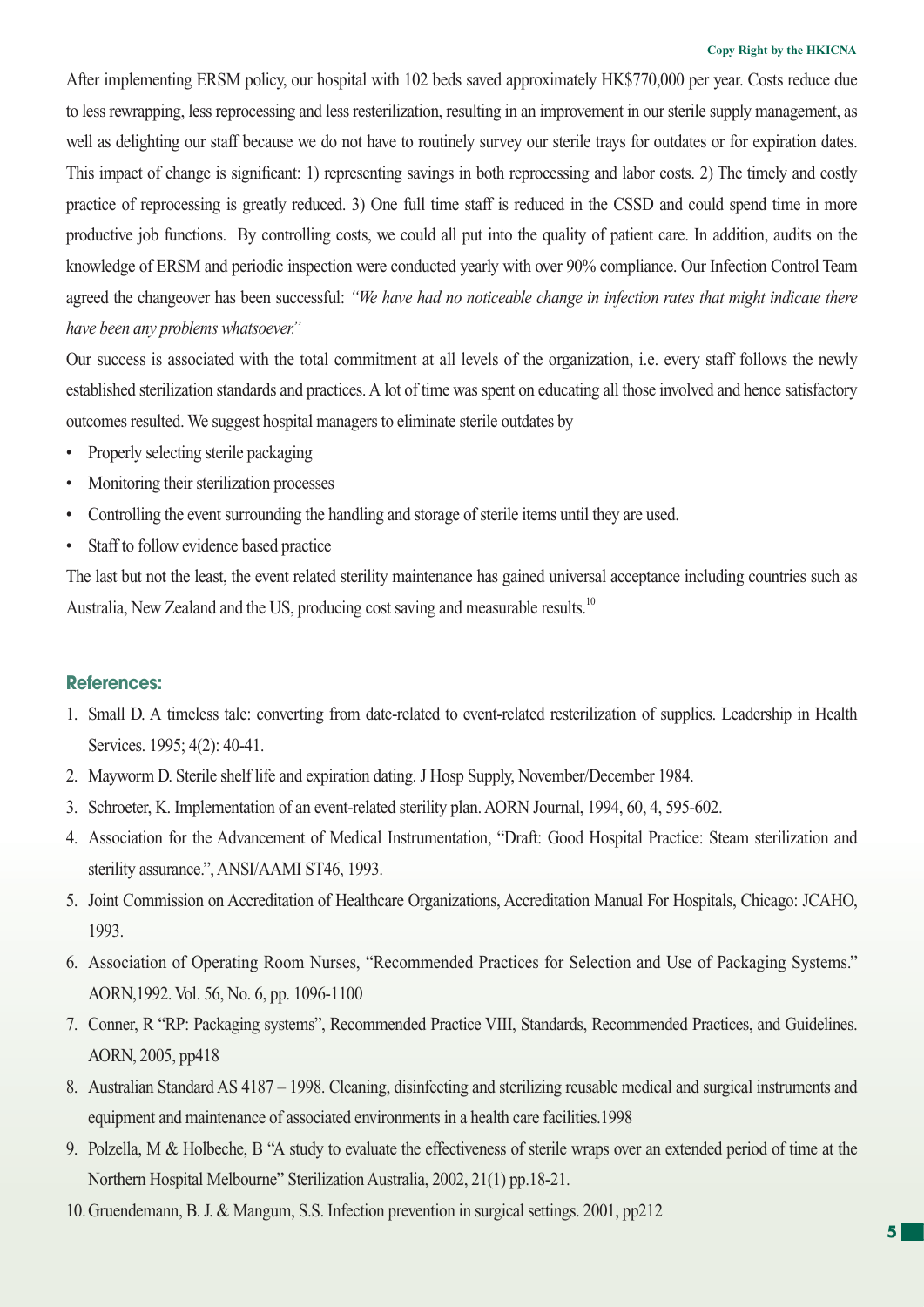After implementing ERSM policy, our hospital with 102 beds saved approximately HK$770,000 per year. Costs reduce due to less rewrapping, less reprocessing and less resterilization, resulting in an improvement in our sterile supply management, as well as delighting our staff because we do not have to routinely survey our sterile trays for outdates or for expiration dates. This impact of change is significant: 1) representing savings in both reprocessing and labor costs. 2) The timely and costly practice of reprocessing is greatly reduced. 3) One full time staff is reduced in the CSSD and could spend time in more productive job functions. By controlling costs, we could all put into the quality of patient care. In addition, audits on the knowledge of ERSM and periodic inspection were conducted yearly with over 90% compliance. Our Infection Control Team agreed the changeover has been successful: *"We have had no noticeable change in infection rates that might indicate there have been any problems whatsoever."*

Our success is associated with the total commitment at all levels of the organization, i.e. every staff follows the newly established sterilization standards and practices. A lot of time was spent on educating all those involved and hence satisfactory outcomes resulted. We suggest hospital managers to eliminate sterile outdates by

- Properly selecting sterile packaging
- Monitoring their sterilization processes
- Controlling the event surrounding the handling and storage of sterile items until they are used.
- Staff to follow evidence based practice

The last but not the least, the event related sterility maintenance has gained universal acceptance including countries such as Australia, New Zealand and the US, producing cost saving and measurable results.[10]

## References:

1. Small D. A timeless tale: converting from date-related to event-related resterilization of supplies. Leadership in Health Services. 1995; 4(2): 40-41.
2. Mayworm D. Sterile shelf life and expiration dating. J Hosp Supply, November/December 1984.
3. Schroeter, K. Implementation of an event-related sterility plan. AORN Journal, 1994, 60, 4, 595-602.
4. Association for the Advancement of Medical Instrumentation, "Draft: Good Hospital Practice: Steam sterilization and sterility assurance.", ANSI/AAMI ST46, 1993.
5. Joint Commission on Accreditation of Healthcare Organizations, Accreditation Manual For Hospitals, Chicago: JCAHO, 1993.
6. Association of Operating Room Nurses, "Recommended Practices for Selection and Use of Packaging Systems." AORN,1992. Vol. 56, No. 6, pp. 1096-1100
7. Conner, R "RP: Packaging systems", Recommended Practice VIII, Standards, Recommended Practices, and Guidelines. AORN, 2005, pp418
8. Australian Standard AS 4187 – 1998. Cleaning, disinfecting and sterilizing reusable medical and surgical instruments and equipment and maintenance of associated environments in a health care facilities.1998
9. Polzella, M & Holbeche, B "A study to evaluate the effectiveness of sterile wraps over an extended period of time at the Northern Hospital Melbourne" Sterilization Australia, 2002, 21(1) pp.18-21.
10. Gruendemann, B. J. & Mangum, S.S. Infection prevention in surgical settings. 2001, pp212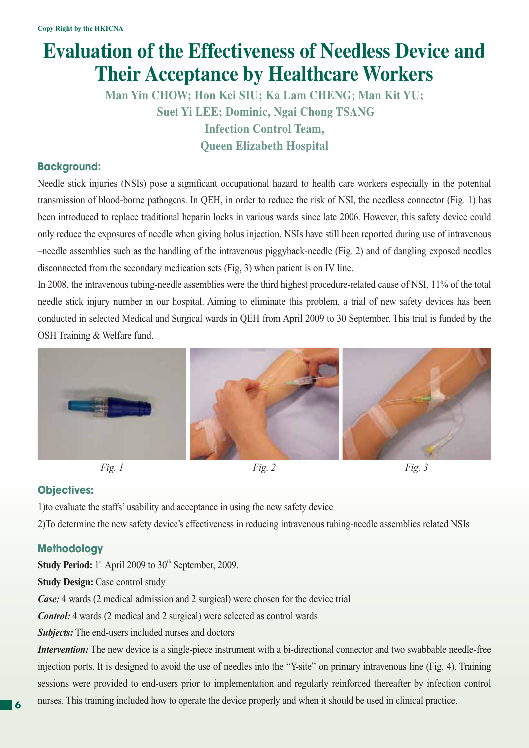Copy Right by the HKICNA

# Evaluation of the Effectiveness of Needless Device and Their Acceptance by Healthcare Workers

**Man Yin CHOW; Hon Kei SIU; Ka Lam CHENG; Man Kit YU; Suet Yi LEE; Dominic, Ngai Chong TSANG**

**Infection Control Team, Queen Elizabeth Hospital**

## Background:

Needle stick injuries (NSIs) pose a significant occupational hazard to health care workers especially in the potential transmission of blood-borne pathogens. In QEH, in order to reduce the risk of NSI, the needless connector (Fig. 1) has been introduced to replace traditional heparin locks in various wards since late 2006. However, this safety device could only reduce the exposures of needle when giving bolus injection. NSIs have still been reported during use of intravenous –needle assemblies such as the handling of the intravenous piggyback-needle (Fig. 2) and of dangling exposed needles disconnected from the secondary medication sets (Fig, 3) when patient is on IV line.

In 2008, the intravenous tubing-needle assemblies were the third highest procedure-related cause of NSI, 11% of the total needle stick injury number in our hospital. Aiming to eliminate this problem, a trial of new safety devices has been conducted in selected Medical and Surgical wards in QEH from April 2009 to 30 September. This trial is funded by the OSH Training & Welfare fund.

*Fig. 1*　　*Fig. 2*　　*Fig. 3*

## Objectives:

1)to evaluate the staffs' usability and acceptance in using the new safety device

2)To determine the new safety device's effectiveness in reducing intravenous tubing-needle assemblies related NSIs

## Methodology

**Study Period:** 1st April 2009 to 30th September, 2009.

**Study Design:** Case control study

***Case:*** 4 wards (2 medical admission and 2 surgical) were chosen for the device trial

***Control:*** 4 wards (2 medical and 2 surgical) were selected as control wards

***Subjects:*** The end-users included nurses and doctors

***Intervention:*** The new device is a single-piece instrument with a bi-directional connector and two swabbable needle-free injection ports. It is designed to avoid the use of needles into the "Y-site" on primary intravenous line (Fig. 4). Training sessions were provided to end-users prior to implementation and regularly reinforced thereafter by infection control nurses. This training included how to operate the device properly and when it should be used in clinical practice.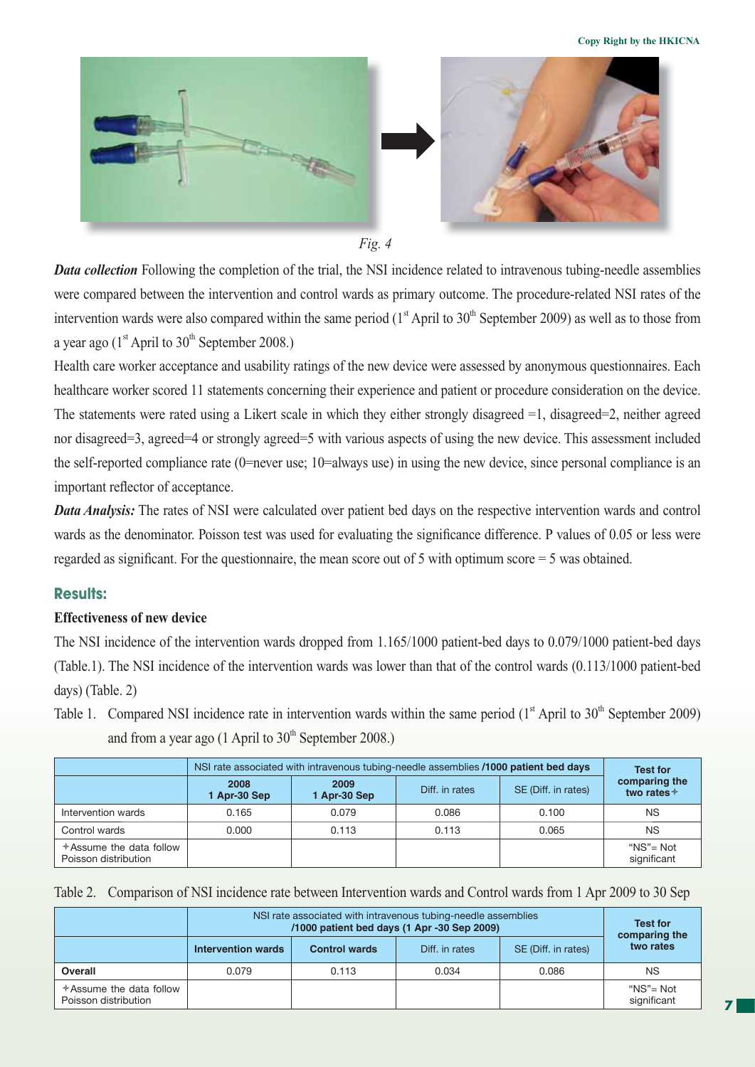*Fig. 4*

***Data collection*** Following the completion of the trial, the NSI incidence related to intravenous tubing-needle assemblies were compared between the intervention and control wards as primary outcome. The procedure-related NSI rates of the intervention wards were also compared within the same period (1st April to 30th September 2009) as well as to those from a year ago (1st April to 30th September 2008.)

Health care worker acceptance and usability ratings of the new device were assessed by anonymous questionnaires. Each healthcare worker scored 11 statements concerning their experience and patient or procedure consideration on the device. The statements were rated using a Likert scale in which they either strongly disagreed =1, disagreed=2, neither agreed nor disagreed=3, agreed=4 or strongly agreed=5 with various aspects of using the new device. This assessment included the self-reported compliance rate (0=never use; 10=always use) in using the new device, since personal compliance is an important reflector of acceptance.

***Data Analysis:*** The rates of NSI were calculated over patient bed days on the respective intervention wards and control wards as the denominator. Poisson test was used for evaluating the significance difference. P values of 0.05 or less were regarded as significant. For the questionnaire, the mean score out of 5 with optimum score = 5 was obtained.

## Results:

### Effectiveness of new device

The NSI incidence of the intervention wards dropped from 1.165/1000 patient-bed days to 0.079/1000 patient-bed days (Table.1). The NSI incidence of the intervention wards was lower than that of the control wards (0.113/1000 patient-bed days) (Table. 2)

Table 1. Compared NSI incidence rate in intervention wards within the same period (1st April to 30th September 2009) and from a year ago (1 April to 30th September 2008.)

| | NSI rate associated with intravenous tubing-needle assemblies **/1000 patient bed days** | | | | Test for comparing the two rates✢ |
|---|---|---|---|---|---|
| | **2008 1 Apr-30 Sep** | **2009 1 Apr-30 Sep** | Diff. in rates | SE (Diff. in rates) | |
| Intervention wards | 0.165 | 0.079 | 0.086 | 0.100 | NS |
| Control wards | 0.000 | 0.113 | 0.113 | 0.065 | NS |
| ✢Assume the data follow Poisson distribution | | | | | "NS"= Not significant |

Table 2. Comparison of NSI incidence rate between Intervention wards and Control wards from 1 Apr 2009 to 30 Sep

| | NSI rate associated with intravenous tubing-needle assemblies **/1000 patient bed days (1 Apr -30 Sep 2009)** | | | | Test for comparing the two rates |
|---|---|---|---|---|---|
| | **Intervention wards** | **Control wards** | Diff. in rates | SE (Diff. in rates) | |
| **Overall** | 0.079 | 0.113 | 0.034 | 0.086 | NS |
| ✢Assume the data follow Poisson distribution | | | | | "NS"= Not significant |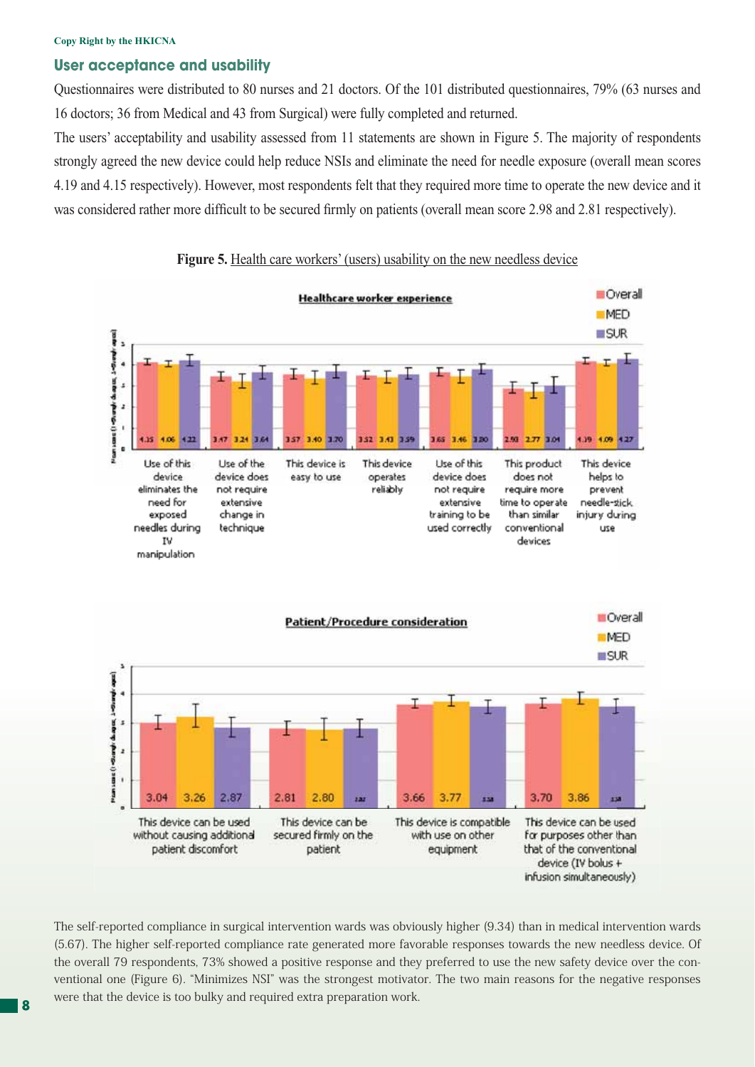## User acceptance and usability

Questionnaires were distributed to 80 nurses and 21 doctors. Of the 101 distributed questionnaires, 79% (63 nurses and 16 doctors; 36 from Medical and 43 from Surgical) were fully completed and returned.

The users' acceptability and usability assessed from 11 statements are shown in Figure 5. The majority of respondents strongly agreed the new device could help reduce NSIs and eliminate the need for needle exposure (overall mean scores 4.19 and 4.15 respectively). However, most respondents felt that they required more time to operate the new device and it was considered rather more difficult to be secured firmly on patients (overall mean score 2.98 and 2.81 respectively).

**Figure 5.** Health care workers' (users) usability on the new needless device

**Healthcare worker experience**

| Statement | Overall | MED | SUR |
|---|---|---|---|
| Use of this device eliminates the need for exposed needles during IV manipulation | 4.15 | 4.06 | 4.22 |
| Use of the device does not require extensive change in technique | 3.47 | 3.24 | 3.64 |
| This device is easy to use | 3.57 | 3.40 | 3.70 |
| This device operates reliably | 3.52 | 3.43 | 3.59 |
| Use of this device does not require extensive training to be used correctly | 3.65 | 3.46 | 3.80 |
| This product does not require more time to operate than similar conventional devices | 2.98 | 2.77 | 3.04 |
| This device helps to prevent needle-stick injury during use | 4.19 | 4.09 | 4.27 |

**Patient/Procedure consideration**

| Statement | Overall | MED | SUR |
|---|---|---|---|
| This device can be used without causing additional patient discomfort | 3.04 | 3.26 | 2.87 |
| This device can be secured firmly on the patient | 2.81 | 2.80 | 2.82 |
| This device is compatible with use on other equipment | 3.66 | 3.77 | 3.58 |
| This device can be used for purposes other than that of the conventional device (IV bolus + infusion simultaneously) | 3.70 | 3.86 | 3.58 |

The self-reported compliance in surgical intervention wards was obviously higher (9.34) than in medical intervention wards (5.67). The higher self-reported compliance rate generated more favorable responses towards the new needless device. Of the overall 79 respondents, 73% showed a positive response and they preferred to use the new safety device over the conventional one (Figure 6). "Minimizes NSI" was the strongest motivator. The two main reasons for the negative responses were that the device is too bulky and required extra preparation work.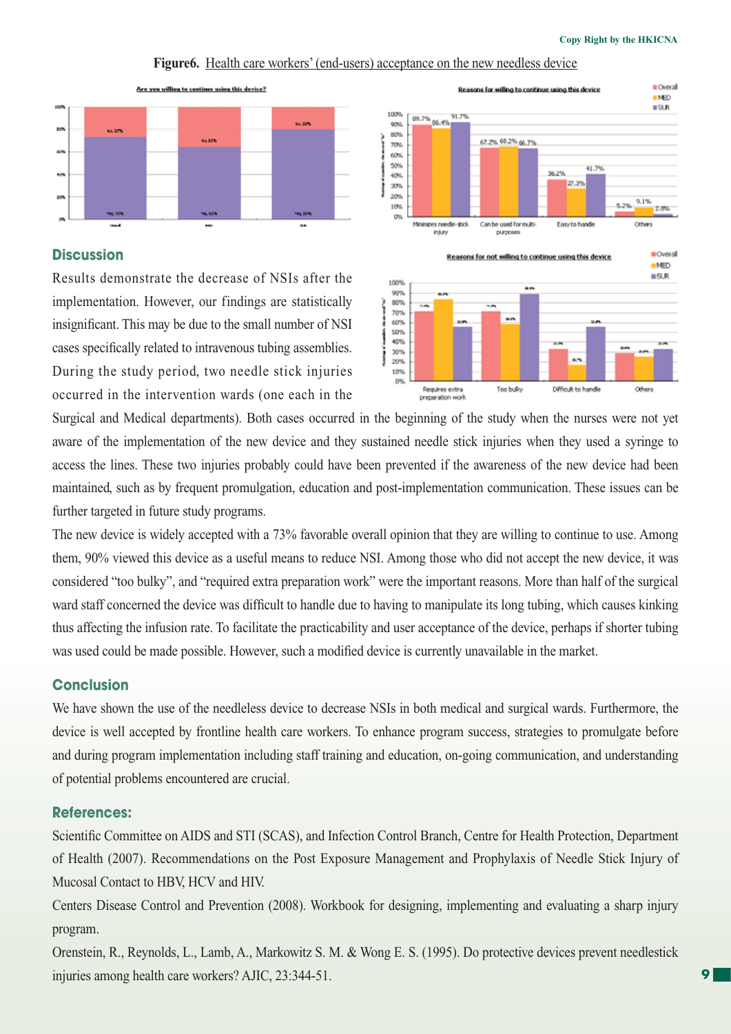**Figure6.** Health care workers' (end-users) acceptance on the new needless device

## Discussion

Results demonstrate the decrease of NSIs after the implementation. However, our findings are statistically insignificant. This may be due to the small number of NSI cases specifically related to intravenous tubing assemblies. During the study period, two needle stick injuries occurred in the intervention wards (one each in the Surgical and Medical departments). Both cases occurred in the beginning of the study when the nurses were not yet aware of the implementation of the new device and they sustained needle stick injuries when they used a syringe to access the lines. These two injuries probably could have been prevented if the awareness of the new device had been maintained, such as by frequent promulgation, education and post-implementation communication. These issues can be further targeted in future study programs.

The new device is widely accepted with a 73% favorable overall opinion that they are willing to continue to use. Among them, 90% viewed this device as a useful means to reduce NSI. Among those who did not accept the new device, it was considered "too bulky", and "required extra preparation work" were the important reasons. More than half of the surgical ward staff concerned the device was difficult to handle due to having to manipulate its long tubing, which causes kinking thus affecting the infusion rate. To facilitate the practicability and user acceptance of the device, perhaps if shorter tubing was used could be made possible. However, such a modified device is currently unavailable in the market.

## Conclusion

We have shown the use of the needleless device to decrease NSIs in both medical and surgical wards. Furthermore, the device is well accepted by frontline health care workers. To enhance program success, strategies to promulgate before and during program implementation including staff training and education, on-going communication, and understanding of potential problems encountered are crucial.

## References:

Scientific Committee on AIDS and STI (SCAS), and Infection Control Branch, Centre for Health Protection, Department of Health (2007). Recommendations on the Post Exposure Management and Prophylaxis of Needle Stick Injury of Mucosal Contact to HBV, HCV and HIV.

Centers Disease Control and Prevention (2008). Workbook for designing, implementing and evaluating a sharp injury program.

Orenstein, R., Reynolds, L., Lamb, A., Markowitz S. M. & Wong E. S. (1995). Do protective devices prevent needlestick injuries among health care workers? AJIC, 23:344-51.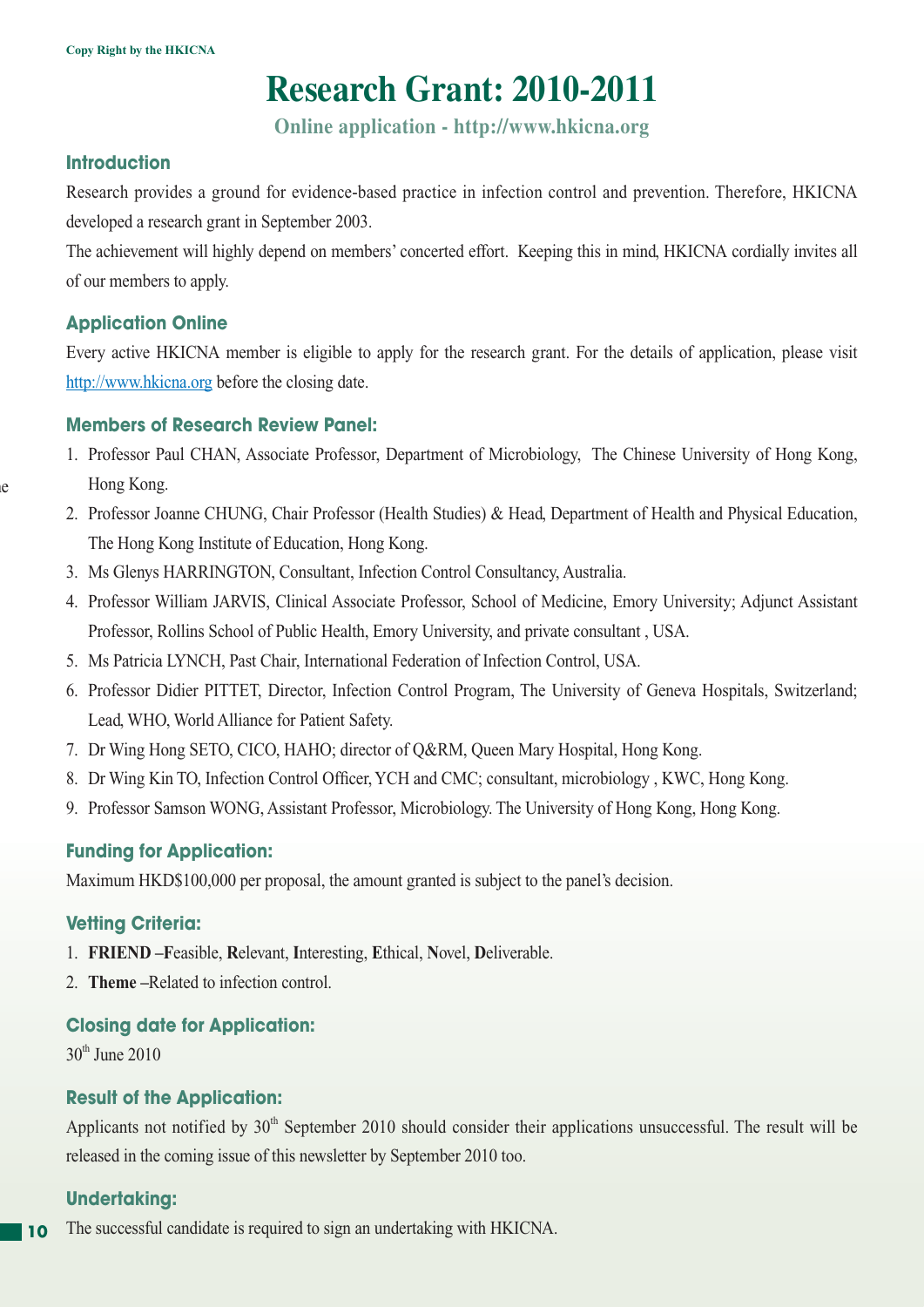Copy Right by the HKICNA

# Research Grant: 2010-2011

**Online application - http://www.hkicna.org**

## Introduction

Research provides a ground for evidence-based practice in infection control and prevention. Therefore, HKICNA developed a research grant in September 2003.

The achievement will highly depend on members' concerted effort. Keeping this in mind, HKICNA cordially invites all of our members to apply.

## Application Online

Every active HKICNA member is eligible to apply for the research grant. For the details of application, please visit http://www.hkicna.org before the closing date.

## Members of Research Review Panel:

1. Professor Paul CHAN, Associate Professor, Department of Microbiology, The Chinese University of Hong Kong, Hong Kong.
2. Professor Joanne CHUNG, Chair Professor (Health Studies) & Head, Department of Health and Physical Education, The Hong Kong Institute of Education, Hong Kong.
3. Ms Glenys HARRINGTON, Consultant, Infection Control Consultancy, Australia.
4. Professor William JARVIS, Clinical Associate Professor, School of Medicine, Emory University; Adjunct Assistant Professor, Rollins School of Public Health, Emory University, and private consultant , USA.
5. Ms Patricia LYNCH, Past Chair, International Federation of Infection Control, USA.
6. Professor Didier PITTET, Director, Infection Control Program, The University of Geneva Hospitals, Switzerland; Lead, WHO, World Alliance for Patient Safety.
7. Dr Wing Hong SETO, CICO, HAHO; director of Q&RM, Queen Mary Hospital, Hong Kong.
8. Dr Wing Kin TO, Infection Control Officer, YCH and CMC; consultant, microbiology , KWC, Hong Kong.
9. Professor Samson WONG, Assistant Professor, Microbiology. The University of Hong Kong, Hong Kong.

## Funding for Application:

Maximum HKD$100,000 per proposal, the amount granted is subject to the panel's decision.

## Vetting Criteria:

1. **FRIEND** –**F**easible, **R**elevant, **I**nteresting, **E**thical, **N**ovel, **D**eliverable.
2. **Theme** –Related to infection control.

## Closing date for Application:

30th June 2010

## Result of the Application:

Applicants not notified by 30th September 2010 should consider their applications unsuccessful. The result will be released in the coming issue of this newsletter by September 2010 too.

## Undertaking:

The successful candidate is required to sign an undertaking with HKICNA.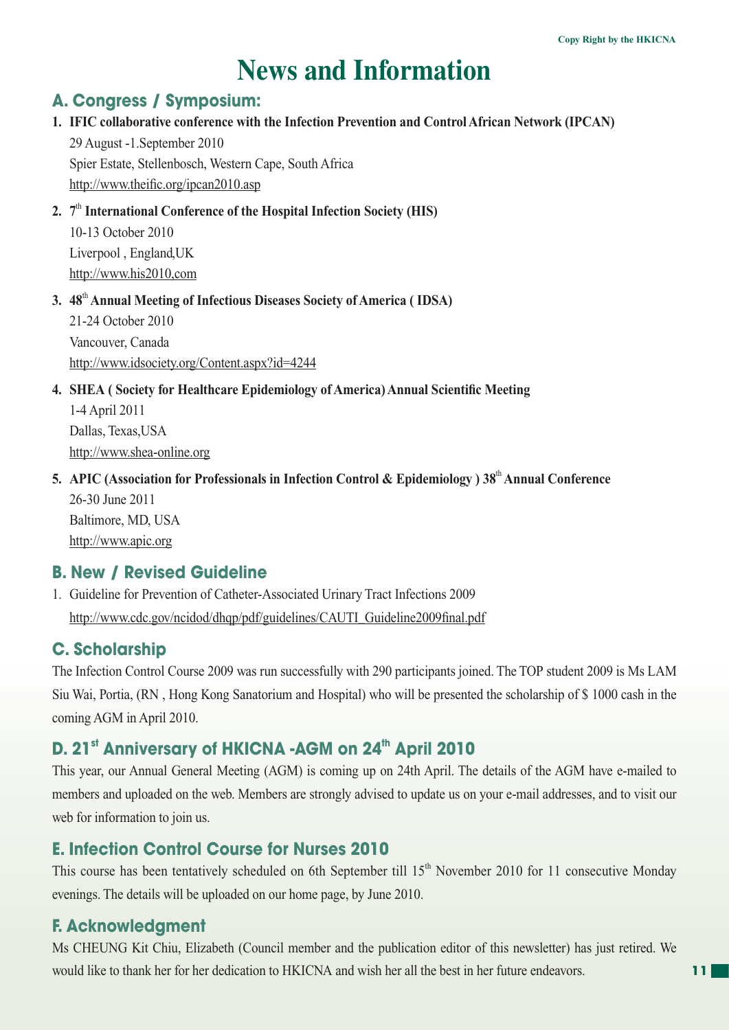# News and Information

## A. Congress / Symposium:

1. **IFIC collaborative conference with the Infection Prevention and Control African Network (IPCAN)**
   29 August -1.September 2010
   Spier Estate, Stellenbosch, Western Cape, South Africa
   http://www.theific.org/ipcan2010.asp

2. **7th International Conference of the Hospital Infection Society (HIS)**
   10-13 October 2010
   Liverpool , England,UK
   http://www.his2010,com

3. **48th Annual Meeting of Infectious Diseases Society of America ( IDSA)**
   21-24 October 2010
   Vancouver, Canada
   http://www.idsociety.org/Content.aspx?id=4244

4. **SHEA ( Society for Healthcare Epidemiology of America) Annual Scientific Meeting**
   1-4 April 2011
   Dallas, Texas,USA
   http://www.shea-online.org

5. **APIC (Association for Professionals in Infection Control & Epidemiology ) 38th Annual Conference**
   26-30 June 2011
   Baltimore, MD, USA
   http://www.apic.org

## B. New / Revised Guideline

1. Guideline for Prevention of Catheter-Associated Urinary Tract Infections 2009
   http://www.cdc.gov/ncidod/dhqp/pdf/guidelines/CAUTI_Guideline2009final.pdf

## C. Scholarship

The Infection Control Course 2009 was run successfully with 290 participants joined. The TOP student 2009 is Ms LAM Siu Wai, Portia, (RN , Hong Kong Sanatorium and Hospital) who will be presented the scholarship of $ 1000 cash in the coming AGM in April 2010.

## D. 21st Anniversary of HKICNA -AGM on 24th April 2010

This year, our Annual General Meeting (AGM) is coming up on 24th April. The details of the AGM have e-mailed to members and uploaded on the web. Members are strongly advised to update us on your e-mail addresses, and to visit our web for information to join us.

## E. Infection Control Course for Nurses 2010

This course has been tentatively scheduled on 6th September till 15th November 2010 for 11 consecutive Monday evenings. The details will be uploaded on our home page, by June 2010.

## F. Acknowledgment

Ms CHEUNG Kit Chiu, Elizabeth (Council member and the publication editor of this newsletter) has just retired. We would like to thank her for her dedication to HKICNA and wish her all the best in her future endeavors.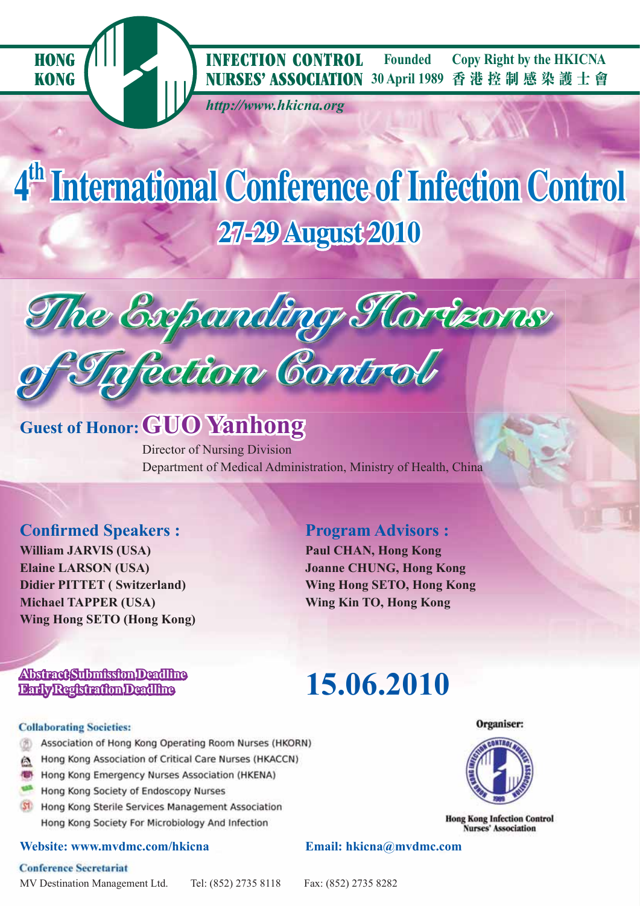HONG KONG INFECTION CONTROL NURSES' ASSOCIATION

Founded 30 April 1989

Copy Right by the HKICNA 香港控制感染護士會

*http://www.hkicna.org*

# 4th International Conference of Infection Control

## 27-29 August 2010

## *The Expanding Horizons of Infection Control*

**Guest of Honor: GUO Yanhong**

Director of Nursing Division
Department of Medical Administration, Ministry of Health, China

### Confirmed Speakers :

**William JARVIS (USA)**
**Elaine LARSON (USA)**
**Didier PITTET ( Switzerland)**
**Michael TAPPER (USA)**
**Wing Hong SETO (Hong Kong)**

### Program Advisors :

**Paul CHAN, Hong Kong**
**Joanne CHUNG, Hong Kong**
**Wing Hong SETO, Hong Kong**
**Wing Kin TO, Hong Kong**

**Abstract Submission Deadline**
**Early Registration Deadline**

# 15.06.2010

**Collaborating Societies:**

- Association of Hong Kong Operating Room Nurses (HKORN)
- Hong Kong Association of Critical Care Nurses (HKACCN)
- Hong Kong Emergency Nurses Association (HKENA)
- Hong Kong Society of Endoscopy Nurses
- Hong Kong Sterile Services Management Association
- Hong Kong Society For Microbiology And Infection

**Organiser:**

Hong Kong Infection Control Nurses' Association

**Website: www.mvdmc.com/hkicna**

**Email: hkicna@mvdmc.com**

**Conference Secretariat**

MV Destination Management Ltd. Tel: (852) 2735 8118 Fax: (852) 2735 8282